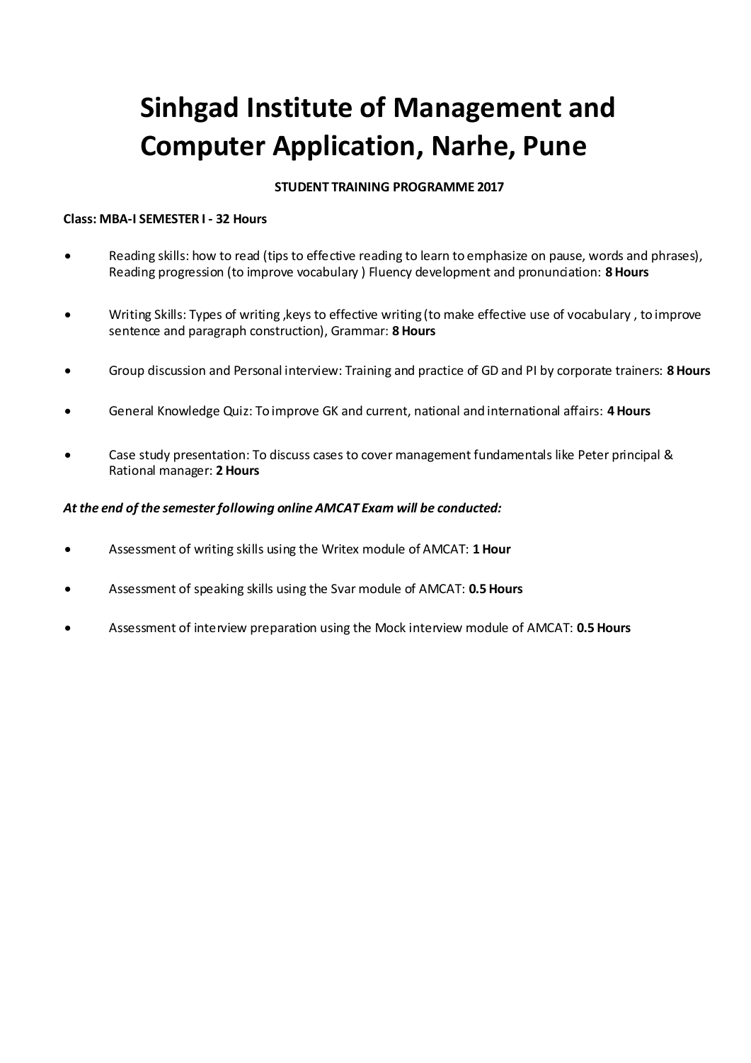# Sinhgad Institute of Management and Computer Application, Narhe, Pune

**STUDENT TRAINING PROGRAMME 2017**

**Class: MBA-I SEMESTER I - 32 Hours**

- Reading skills: how to read (tips to effective reading to learn to emphasize on pause, words and phrases), Reading progression (to improve vocabulary ) Fluency development and pronunciation: **8 Hours**
- Writing Skills: Types of writing ,keys to effective writing (to make effective use of vocabulary , to improve sentence and paragraph construction), Grammar: **8 Hours**
- Group discussion and Personal interview: Training and practice of GD and PI by corporate trainers: **8 Hours**
- General Knowledge Quiz: To improve GK and current, national and international affairs: **4 Hours**
- Case study presentation: To discuss cases to cover management fundamentals like Peter principal & Rational manager: **2 Hours**

***At the end of the semester following online AMCAT Exam will be conducted:***

- Assessment of writing skills using the Writex module of AMCAT: **1 Hour**
- Assessment of speaking skills using the Svar module of AMCAT: **0.5 Hours**
- Assessment of interview preparation using the Mock interview module of AMCAT: **0.5 Hours**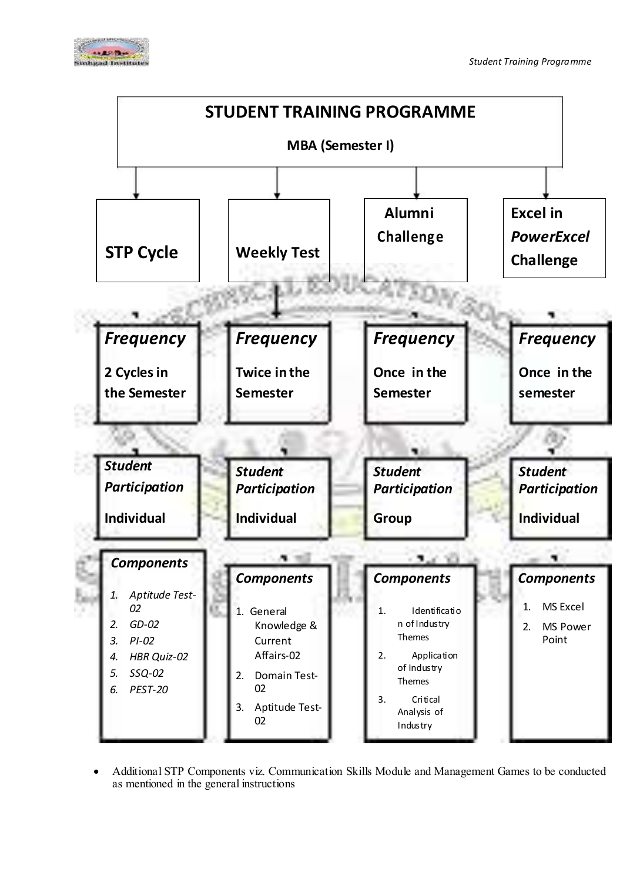# STUDENT TRAINING PROGRAMME

**MBA (Semester I)**

| **STP Cycle** | **Weekly Test** | **Alumni Challenge** | **Excel in *PowerExcel* Challenge** |
|---|---|---|---|
| ***Frequency***<br>**2 Cycles in the Semester** | ***Frequency***<br>**Twice in the Semester** | ***Frequency***<br>**Once in the Semester** | ***Frequency***<br>**Once in the semester** |
| ***Student Participation***<br>**Individual** | ***Student Participation***<br>**Individual** | ***Student Participation***<br>**Group** | ***Student Participation***<br>**Individual** |
| ***Components***<br>*1. Aptitude Test-02*<br>*2. GD-02*<br>*3. PI-02*<br>*4. HBR Quiz-02*<br>*5. SSQ-02*<br>*6. PEST-20* | ***Components***<br>1. General Knowledge & Current Affairs-02<br>2. Domain Test-02<br>3. Aptitude Test-02 | ***Components***<br>1. Identification of Industry Themes<br>2. Application of Industry Themes<br>3. Critical Analysis of Industry | ***Components***<br>1. MS Excel<br>2. MS Power Point |

- Additional STP Components viz. Communication Skills Module and Management Games to be conducted as mentioned in the general instructions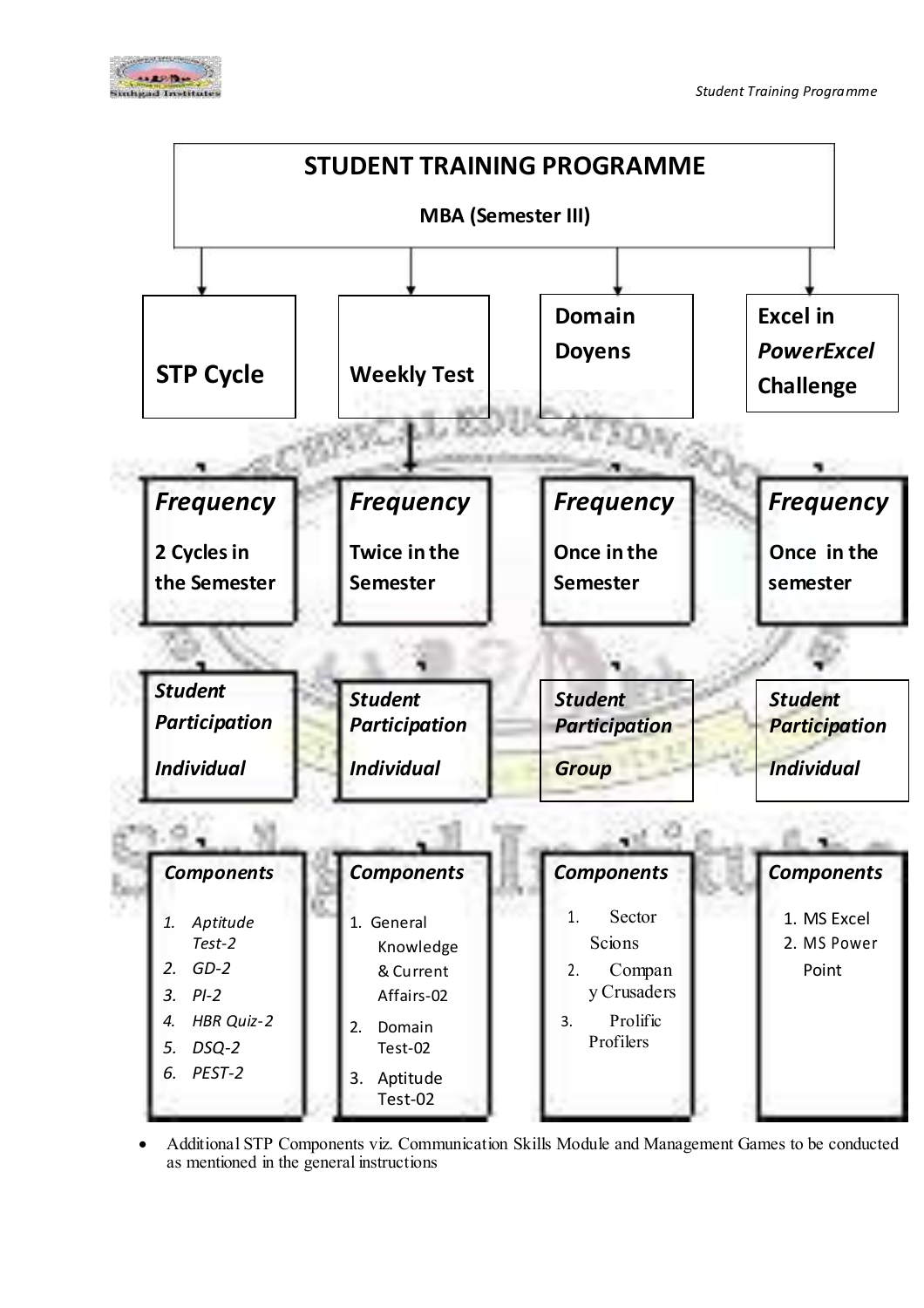# STUDENT TRAINING PROGRAMME

**MBA (Semester III)**

| **STP Cycle** | **Weekly Test** | **Domain Doyens** | **Excel in *PowerExcel* Challenge** |
|---|---|---|---|
| ***Frequency*** 2 Cycles in the Semester | ***Frequency*** Twice in the Semester | ***Frequency*** Once in the Semester | ***Frequency*** Once in the semester |
| ***Student Participation*** *Individual* | ***Student Participation*** *Individual* | ***Student Participation*** *Group* | ***Student Participation*** *Individual* |
| ***Components*** 1. *Aptitude Test-2* 2. *GD-2* 3. *PI-2* 4. *HBR Quiz-2* 5. *DSQ-2* 6. *PEST-2* | ***Components*** 1. General Knowledge & Current Affairs-02 2. Domain Test-02 3. Aptitude Test-02 | ***Components*** 1. Sector Scions 2. Company Crusaders 3. Prolific Profilers | ***Components*** 1. MS Excel 2. MS Power Point |

- Additional STP Components viz. Communication Skills Module and Management Games to be conducted as mentioned in the general instructions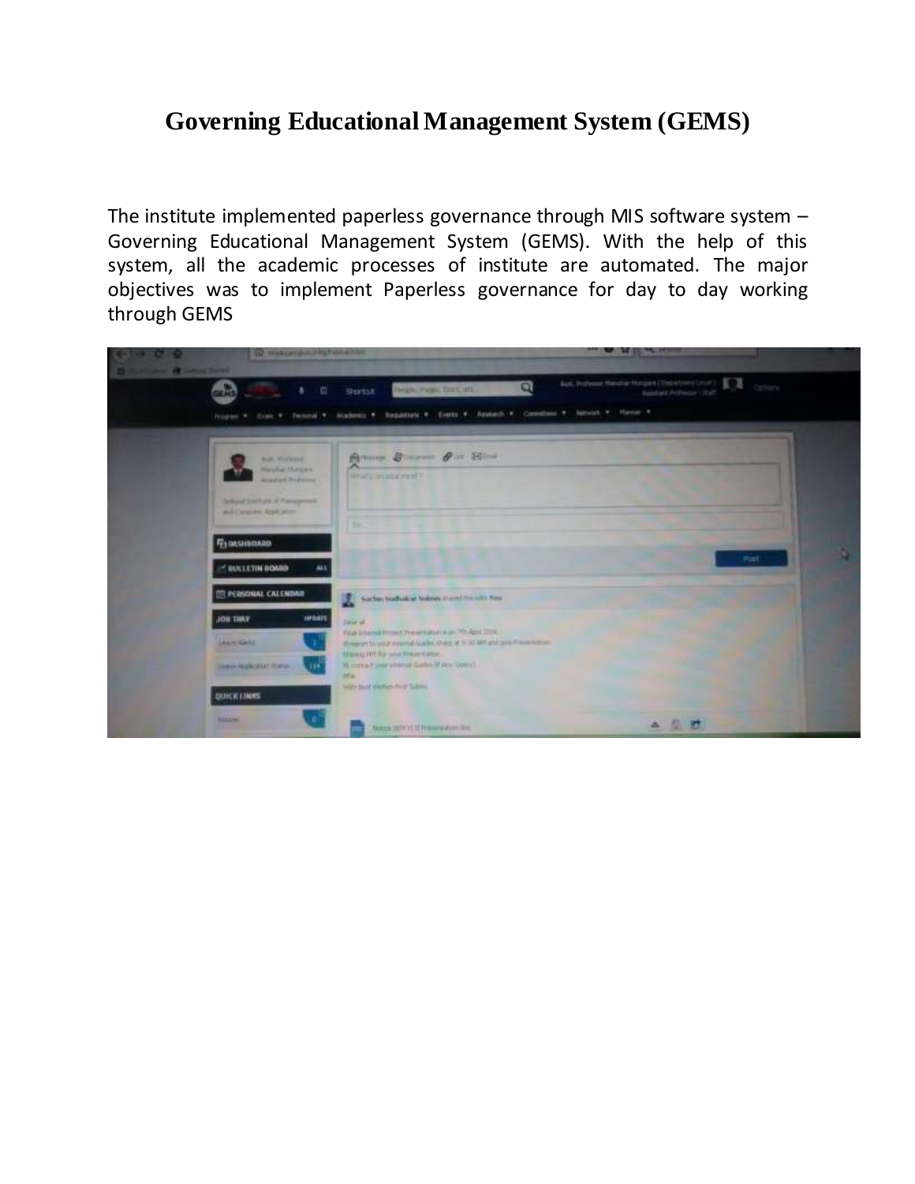# Governing Educational Management System (GEMS)

The institute implemented paperless governance through MIS software system – Governing Educational Management System (GEMS). With the help of this system, all the academic processes of institute are automated. The major objectives was to implement Paperless governance for day to day working through GEMS